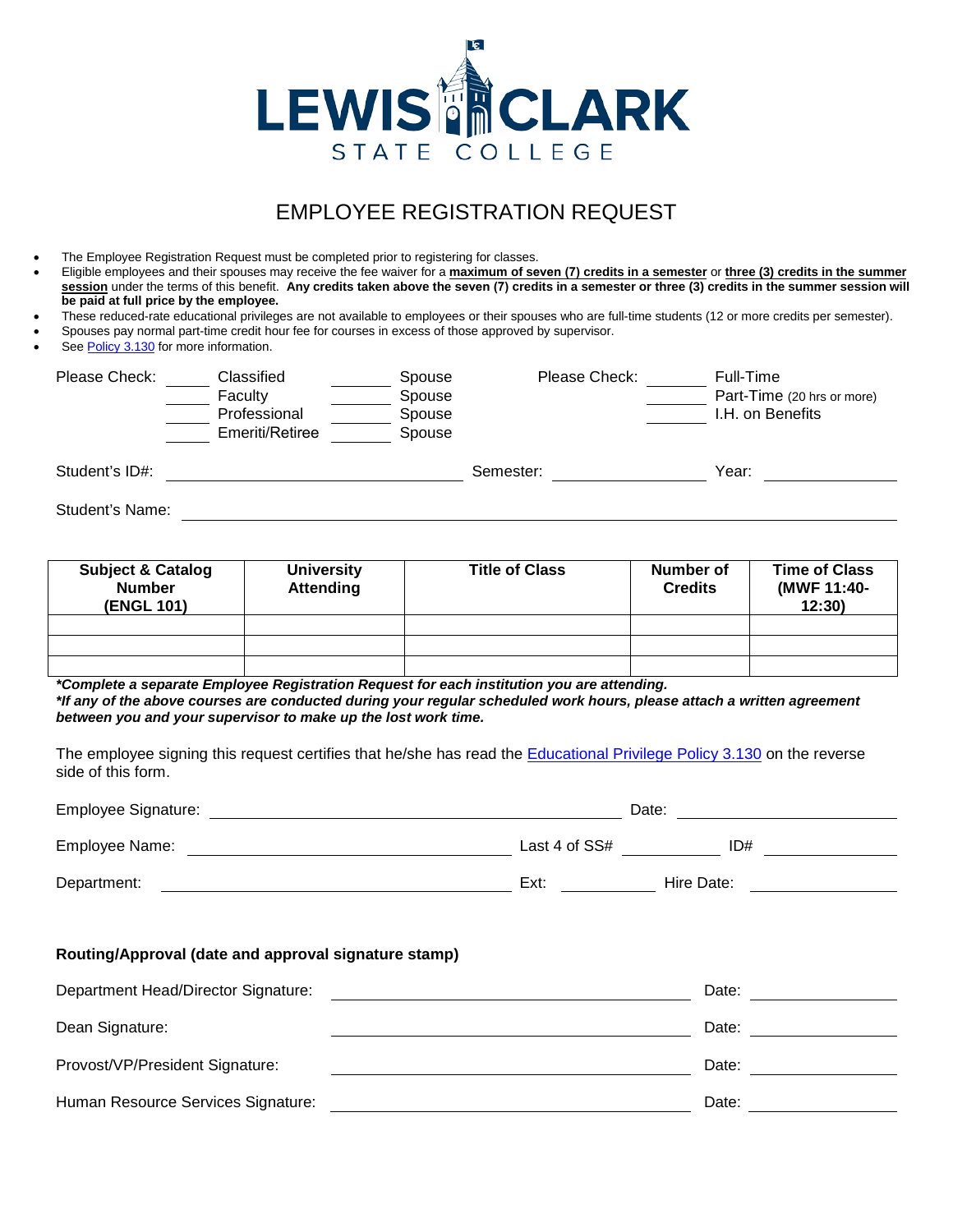LEWIS CLARK STATE COLLEGE

# EMPLOYEE REGISTRATION REQUEST

- The Employee Registration Request must be completed prior to registering for classes.
- Eligible employees and their spouses may receive the fee waiver for a **maximum of seven (7) credits in a semester** or **three (3) credits in the summer session** under the terms of this benefit. **Any credits taken above the seven (7) credits in a semester or three (3) credits in the summer session will be paid at full price by the employee.**
- These reduced-rate educational privileges are not available to employees or their spouses who are full-time students (12 or more credits per semester).
- Spouses pay normal part-time credit hour fee for courses in excess of those approved by supervisor.
- See Policy 3.130 for more information.

Please Check: _____ Classified _____ Spouse
_____ Faculty _____ Spouse
_____ Professional _____ Spouse
_____ Emeriti/Retiree _____ Spouse

Please Check: _____ Full-Time
_____ Part-Time (20 hrs or more)
_____ I.H. on Benefits

Student's ID#: ____________________ Semester: ____________ Year: ____________

Student's Name: ________________________________________

| Subject & Catalog Number (ENGL 101) | University Attending | Title of Class | Number of Credits | Time of Class (MWF 11:40-12:30) |
|---|---|---|---|---|
| | | | | |
| | | | | |
| | | | | |

***Complete a separate Employee Registration Request for each institution you are attending.***
***If any of the above courses are conducted during your regular scheduled work hours, please attach a written agreement between you and your supervisor to make up the lost work time.***

The employee signing this request certifies that he/she has read the Educational Privilege Policy 3.130 on the reverse side of this form.

Employee Signature: ______________________________ Date: ____________

Employee Name: ______________________________ Last 4 of SS# ________ ID# ________

Department: ______________________________ Ext: ________ Hire Date: ____________

**Routing/Approval (date and approval signature stamp)**

Department Head/Director Signature: ______________________________ Date: ____________

Dean Signature: ______________________________ Date: ____________

Provost/VP/President Signature: ______________________________ Date: ____________

Human Resource Services Signature: ______________________________ Date: ____________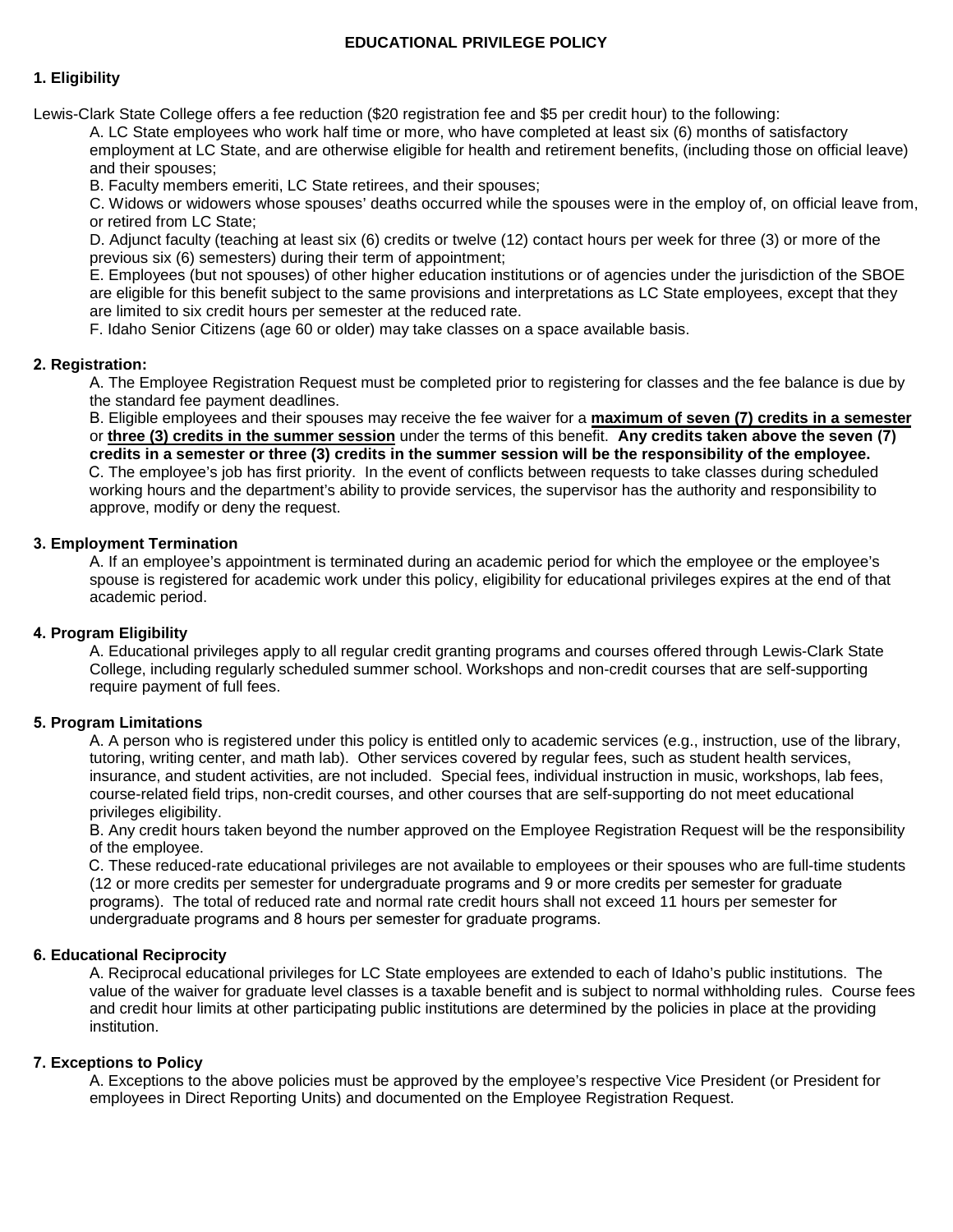# EDUCATIONAL PRIVILEGE POLICY

## 1. Eligibility

Lewis-Clark State College offers a fee reduction ($20 registration fee and $5 per credit hour) to the following:

A. LC State employees who work half time or more, who have completed at least six (6) months of satisfactory employment at LC State, and are otherwise eligible for health and retirement benefits, (including those on official leave) and their spouses;

B. Faculty members emeriti, LC State retirees, and their spouses;

C. Widows or widowers whose spouses' deaths occurred while the spouses were in the employ of, on official leave from, or retired from LC State;

D. Adjunct faculty (teaching at least six (6) credits or twelve (12) contact hours per week for three (3) or more of the previous six (6) semesters) during their term of appointment;

E. Employees (but not spouses) of other higher education institutions or of agencies under the jurisdiction of the SBOE are eligible for this benefit subject to the same provisions and interpretations as LC State employees, except that they are limited to six credit hours per semester at the reduced rate.

F. Idaho Senior Citizens (age 60 or older) may take classes on a space available basis.

## 2. Registration:

A. The Employee Registration Request must be completed prior to registering for classes and the fee balance is due by the standard fee payment deadlines.

B. Eligible employees and their spouses may receive the fee waiver for a **maximum of seven (7) credits in a semester** or **three (3) credits in the summer session** under the terms of this benefit. **Any credits taken above the seven (7) credits in a semester or three (3) credits in the summer session will be the responsibility of the employee.**

C. The employee's job has first priority. In the event of conflicts between requests to take classes during scheduled working hours and the department's ability to provide services, the supervisor has the authority and responsibility to approve, modify or deny the request.

## 3. Employment Termination

A. If an employee's appointment is terminated during an academic period for which the employee or the employee's spouse is registered for academic work under this policy, eligibility for educational privileges expires at the end of that academic period.

## 4. Program Eligibility

A. Educational privileges apply to all regular credit granting programs and courses offered through Lewis-Clark State College, including regularly scheduled summer school. Workshops and non-credit courses that are self-supporting require payment of full fees.

## 5. Program Limitations

A. A person who is registered under this policy is entitled only to academic services (e.g., instruction, use of the library, tutoring, writing center, and math lab). Other services covered by regular fees, such as student health services, insurance, and student activities, are not included. Special fees, individual instruction in music, workshops, lab fees, course-related field trips, non-credit courses, and other courses that are self-supporting do not meet educational privileges eligibility.

B. Any credit hours taken beyond the number approved on the Employee Registration Request will be the responsibility of the employee.

C. These reduced-rate educational privileges are not available to employees or their spouses who are full-time students (12 or more credits per semester for undergraduate programs and 9 or more credits per semester for graduate programs). The total of reduced rate and normal rate credit hours shall not exceed 11 hours per semester for undergraduate programs and 8 hours per semester for graduate programs.

## 6. Educational Reciprocity

A. Reciprocal educational privileges for LC State employees are extended to each of Idaho's public institutions. The value of the waiver for graduate level classes is a taxable benefit and is subject to normal withholding rules. Course fees and credit hour limits at other participating public institutions are determined by the policies in place at the providing institution.

## 7. Exceptions to Policy

A. Exceptions to the above policies must be approved by the employee's respective Vice President (or President for employees in Direct Reporting Units) and documented on the Employee Registration Request.